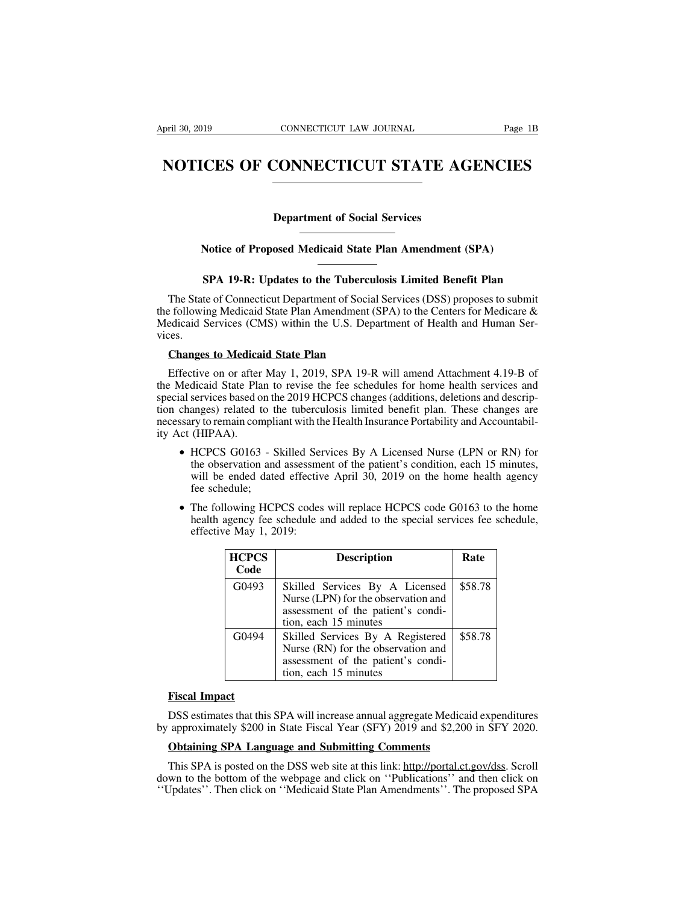# NOTICES OF CONNECTICUT STATE AGENCIES

## Department of Social Services

### Notice of Proposed Medicaid State Plan Amendment (SPA)

### SPA 19-R: Updates to the Tuberculosis Limited Benefit Plan

The State of Connecticut Department of Social Services (DSS) proposes to submit the following Medicaid State Plan Amendment (SPA) to the Centers for Medicare & Medicaid Services (CMS) within the U.S. Department of Health and Human Services.

**Changes to Medicaid State Plan**

Effective on or after May 1, 2019, SPA 19-R will amend Attachment 4.19-B of the Medicaid State Plan to revise the fee schedules for home health services and special services based on the 2019 HCPCS changes (additions, deletions and description changes) related to the tuberculosis limited benefit plan. These changes are necessary to remain compliant with the Health Insurance Portability and Accountability Act (HIPAA).

- HCPCS G0163 - Skilled Services By A Licensed Nurse (LPN or RN) for the observation and assessment of the patient's condition, each 15 minutes, will be ended dated effective April 30, 2019 on the home health agency fee schedule;
- The following HCPCS codes will replace HCPCS code G0163 to the home health agency fee schedule and added to the special services fee schedule, effective May 1, 2019:

| HCPCS Code | Description | Rate |
| --- | --- | --- |
| G0493 | Skilled Services By A Licensed Nurse (LPN) for the observation and assessment of the patient's condition, each 15 minutes | $58.78 |
| G0494 | Skilled Services By A Registered Nurse (RN) for the observation and assessment of the patient's condition, each 15 minutes | $58.78 |

**Fiscal Impact**

DSS estimates that this SPA will increase annual aggregate Medicaid expenditures by approximately $200 in State Fiscal Year (SFY) 2019 and $2,200 in SFY 2020.

**Obtaining SPA Language and Submitting Comments**

This SPA is posted on the DSS web site at this link: http://portal.ct.gov/dss. Scroll down to the bottom of the webpage and click on ''Publications'' and then click on ''Updates''. Then click on ''Medicaid State Plan Amendments''. The proposed SPA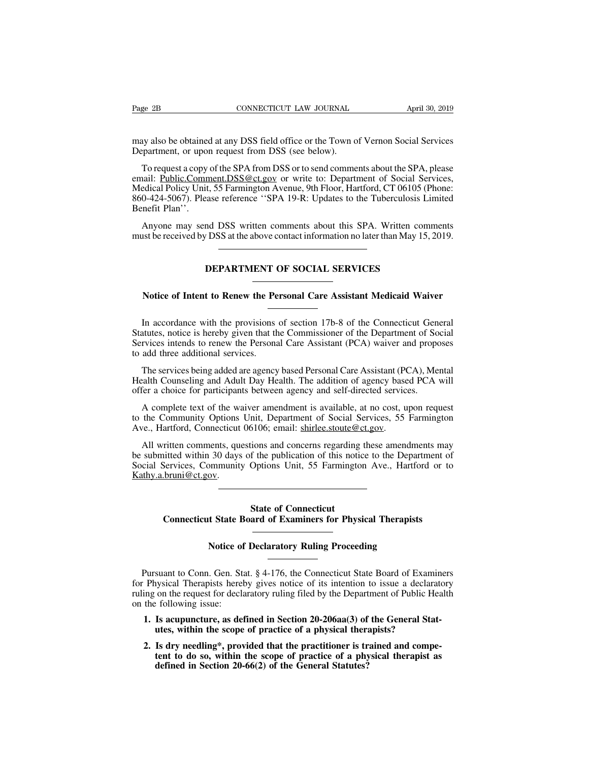may also be obtained at any DSS field office or the Town of Vernon Social Services Department, or upon request from DSS (see below).

To request a copy of the SPA from DSS or to send comments about the SPA, please email: Public.Comment.DSS@ct.gov or write to: Department of Social Services, Medical Policy Unit, 55 Farmington Avenue, 9th Floor, Hartford, CT 06105 (Phone: 860-424-5067). Please reference ''SPA 19-R: Updates to the Tuberculosis Limited Benefit Plan''.

Anyone may send DSS written comments about this SPA. Written comments must be received by DSS at the above contact information no later than May 15, 2019.

---

## DEPARTMENT OF SOCIAL SERVICES

### Notice of Intent to Renew the Personal Care Assistant Medicaid Waiver

In accordance with the provisions of section 17b-8 of the Connecticut General Statutes, notice is hereby given that the Commissioner of the Department of Social Services intends to renew the Personal Care Assistant (PCA) waiver and proposes to add three additional services.

The services being added are agency based Personal Care Assistant (PCA), Mental Health Counseling and Adult Day Health. The addition of agency based PCA will offer a choice for participants between agency and self-directed services.

A complete text of the waiver amendment is available, at no cost, upon request to the Community Options Unit, Department of Social Services, 55 Farmington Ave., Hartford, Connecticut 06106; email: shirlee.stoute@ct.gov.

All written comments, questions and concerns regarding these amendments may be submitted within 30 days of the publication of this notice to the Department of Social Services, Community Options Unit, 55 Farmington Ave., Hartford or to Kathy.a.bruni@ct.gov.

---

## State of Connecticut
## Connecticut State Board of Examiners for Physical Therapists

### Notice of Declaratory Ruling Proceeding

Pursuant to Conn. Gen. Stat. § 4-176, the Connecticut State Board of Examiners for Physical Therapists hereby gives notice of its intention to issue a declaratory ruling on the request for declaratory ruling filed by the Department of Public Health on the following issue:

1. **Is acupuncture, as defined in Section 20-206aa(3) of the General Statutes, within the scope of practice of a physical therapists?**

2. **Is dry needling*, provided that the practitioner is trained and competent to do so, within the scope of practice of a physical therapist as defined in Section 20-66(2) of the General Statutes?**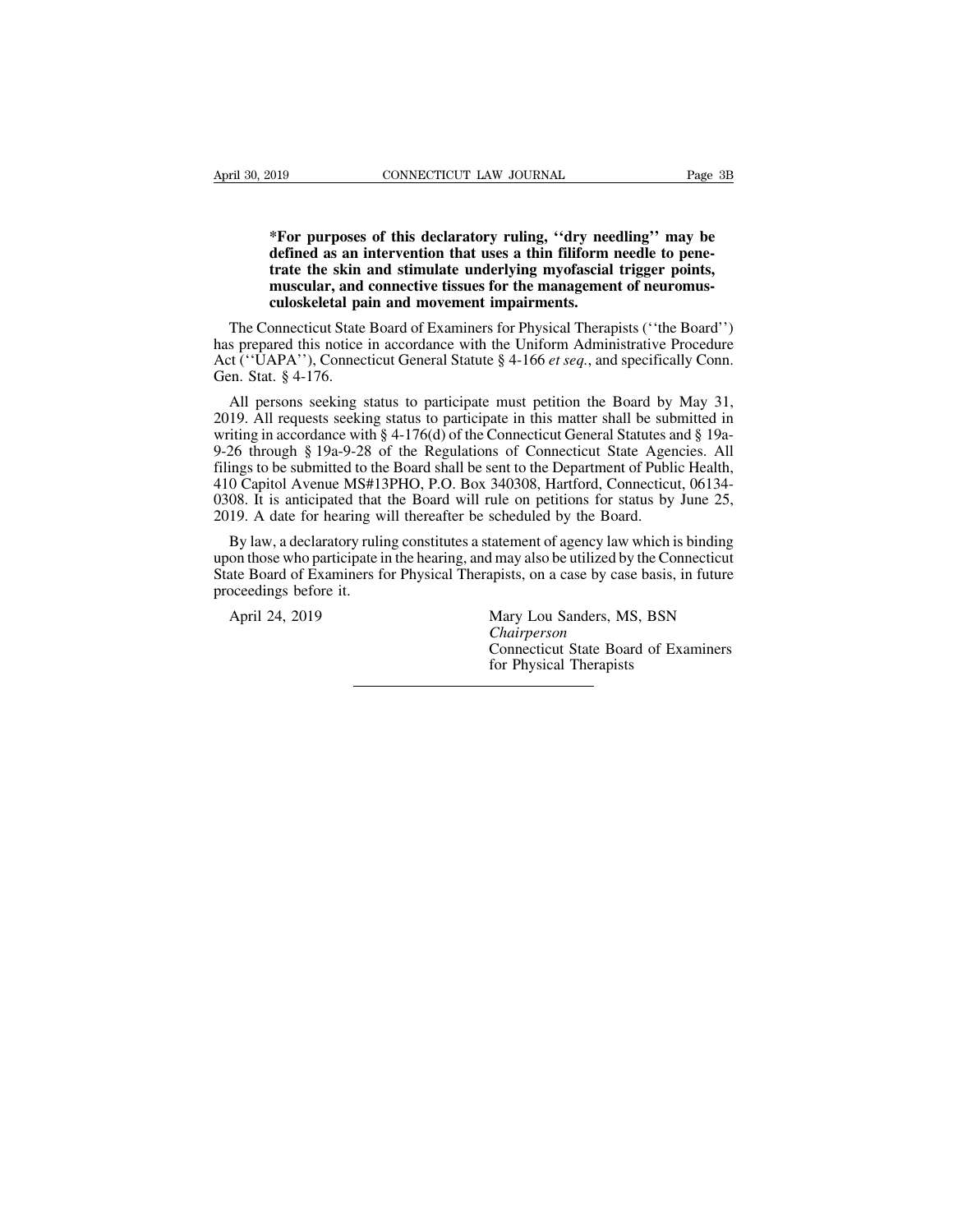**\*For purposes of this declaratory ruling, ''dry needling'' may be defined as an intervention that uses a thin filiform needle to penetrate the skin and stimulate underlying myofascial trigger points, muscular, and connective tissues for the management of neuromusculoskeletal pain and movement impairments.**

The Connecticut State Board of Examiners for Physical Therapists (''the Board'') has prepared this notice in accordance with the Uniform Administrative Procedure Act (''UAPA''), Connecticut General Statute § 4-166 *et seq.*, and specifically Conn. Gen. Stat. § 4-176.

All persons seeking status to participate must petition the Board by May 31, 2019. All requests seeking status to participate in this matter shall be submitted in writing in accordance with § 4-176(d) of the Connecticut General Statutes and § 19a-9-26 through § 19a-9-28 of the Regulations of Connecticut State Agencies. All filings to be submitted to the Board shall be sent to the Department of Public Health, 410 Capitol Avenue MS#13PHO, P.O. Box 340308, Hartford, Connecticut, 06134-0308. It is anticipated that the Board will rule on petitions for status by June 25, 2019. A date for hearing will thereafter be scheduled by the Board.

By law, a declaratory ruling constitutes a statement of agency law which is binding upon those who participate in the hearing, and may also be utilized by the Connecticut State Board of Examiners for Physical Therapists, on a case by case basis, in future proceedings before it.

April 24, 2019

Mary Lou Sanders, MS, BSN
*Chairperson*
Connecticut State Board of Examiners for Physical Therapists